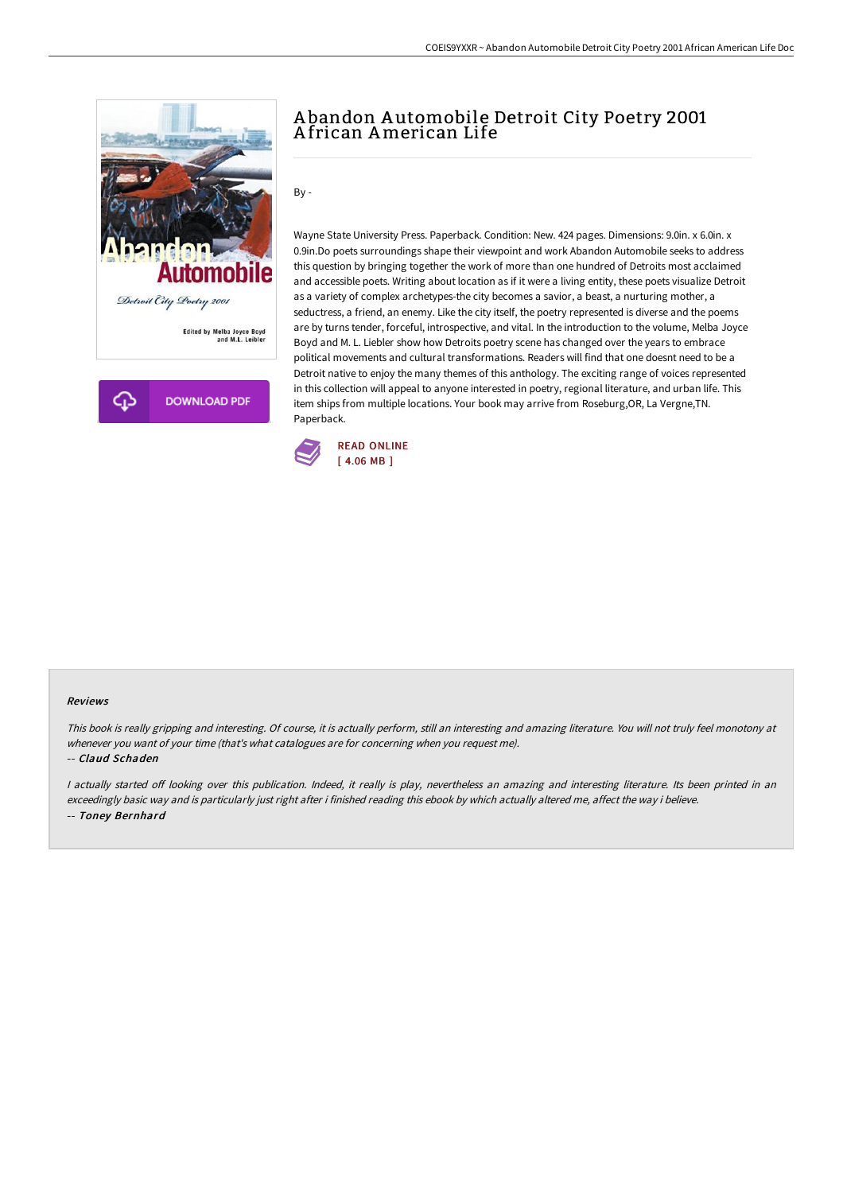# Abandon Automobile Detroit City Poetry 2001 African American Life

By -

Wayne State University Press. Paperback. Condition: New. 424 pages. Dimensions: 9.0in. x 6.0in. x 0.9in.Do poets surroundings shape their viewpoint and work Abandon Automobile seeks to address this question by bringing together the work of more than one hundred of Detroits most acclaimed and accessible poets. Writing about location as if it were a living entity, these poets visualize Detroit as a variety of complex archetypes-the city becomes a savior, a beast, a nurturing mother, a seductress, a friend, an enemy. Like the city itself, the poetry represented is diverse and the poems are by turns tender, forceful, introspective, and vital. In the introduction to the volume, Melba Joyce Boyd and M. L. Liebler show how Detroits poetry scene has changed over the years to embrace political movements and cultural transformations. Readers will find that one doesnt need to be a Detroit native to enjoy the many themes of this anthology. The exciting range of voices represented in this collection will appeal to anyone interested in poetry, regional literature, and urban life. This item ships from multiple locations. Your book may arrive from Roseburg,OR, La Vergne,TN. Paperback.

DOWNLOAD PDF

READ ONLINE
[ 4.06 MB ]

#### Reviews

*This book is really gripping and interesting. Of course, it is actually perform, still an interesting and amazing literature. You will not truly feel monotony at whenever you want of your time (that's what catalogues are for concerning when you request me).*

-- *Claud Schaden*

*I actually started off looking over this publication. Indeed, it really is play, nevertheless an amazing and interesting literature. Its been printed in an exceedingly basic way and is particularly just right after i finished reading this ebook by which actually altered me, affect the way i believe.*

-- *Toney Bernhard*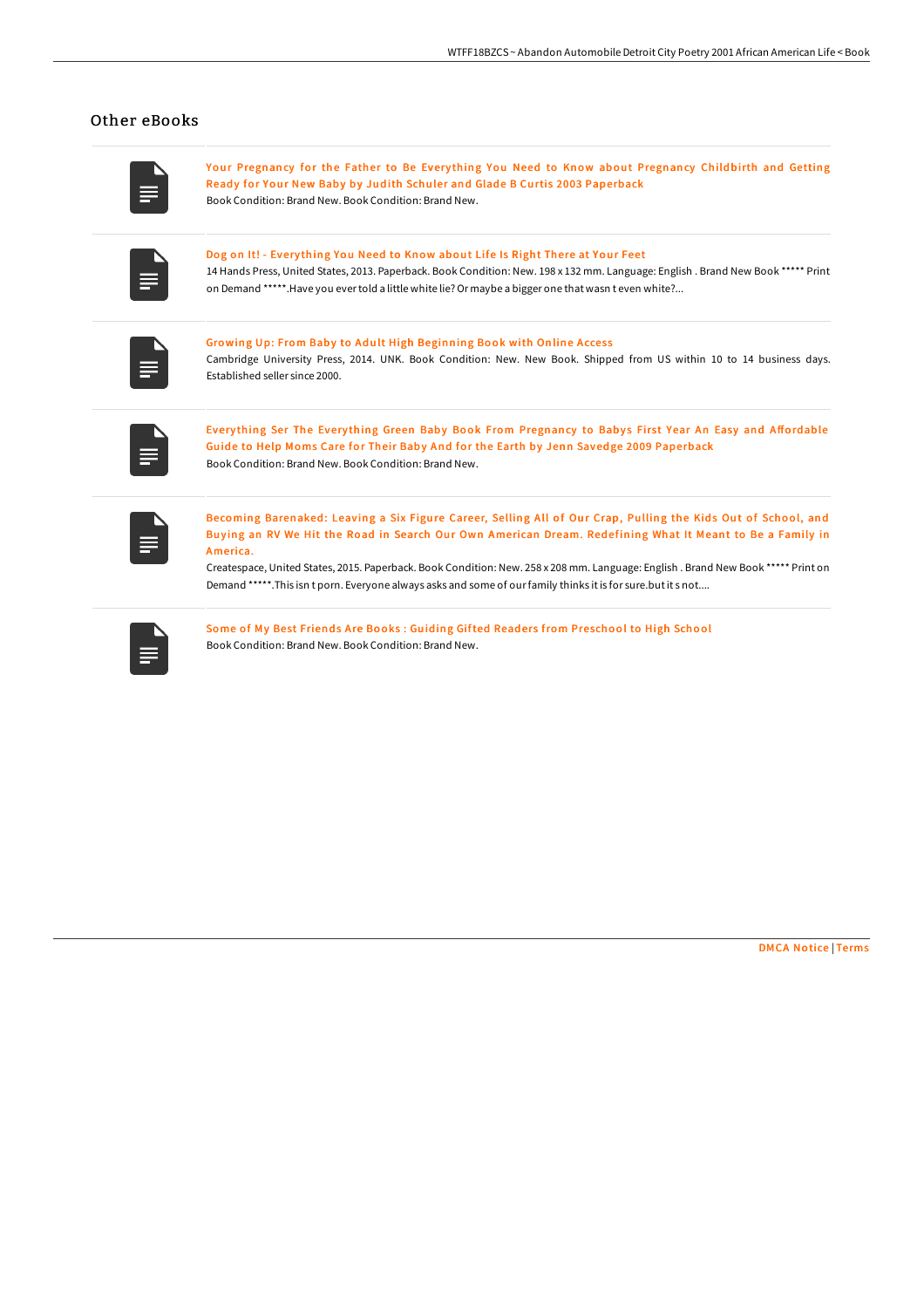## Other eBooks

Your Pregnancy for the Father to Be Everything You Need to Know about Pregnancy Childbirth and Getting Ready for Your New Baby by Judith Schuler and Glade B Curtis 2003 Paperback
Book Condition: Brand New. Book Condition: Brand New.

Dog on It! - Everything You Need to Know about Life Is Right There at Your Feet
14 Hands Press, United States, 2013. Paperback. Book Condition: New. 198 x 132 mm. Language: English . Brand New Book ***** Print on Demand *****.Have you ever told a little white lie? Or maybe a bigger one that wasn t even white?...

Growing Up: From Baby to Adult High Beginning Book with Online Access
Cambridge University Press, 2014. UNK. Book Condition: New. New Book. Shipped from US within 10 to 14 business days. Established seller since 2000.

Everything Ser The Everything Green Baby Book From Pregnancy to Babys First Year An Easy and Affordable Guide to Help Moms Care for Their Baby And for the Earth by Jenn Savedge 2009 Paperback
Book Condition: Brand New. Book Condition: Brand New.

Becoming Barenaked: Leaving a Six Figure Career, Selling All of Our Crap, Pulling the Kids Out of School, and Buying an RV We Hit the Road in Search Our Own American Dream. Redefining What It Meant to Be a Family in America.
Createspace, United States, 2015. Paperback. Book Condition: New. 258 x 208 mm. Language: English . Brand New Book ***** Print on Demand *****.This isn t porn. Everyone always asks and some of our family thinks it is for sure.but it s not....

Some of My Best Friends Are Books : Guiding Gifted Readers from Preschool to High School
Book Condition: Brand New. Book Condition: Brand New.